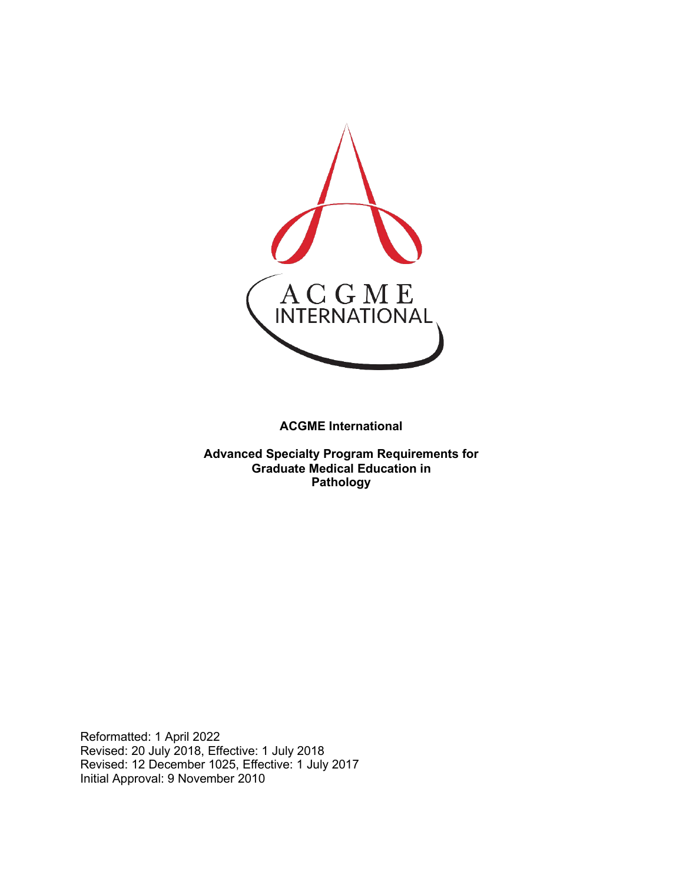**ACGME International**

**Advanced Specialty Program Requirements for Graduate Medical Education in Pathology**

Reformatted: 1 April 2022
Revised: 20 July 2018, Effective: 1 July 2018
Revised: 12 December 1025, Effective: 1 July 2017
Initial Approval: 9 November 2010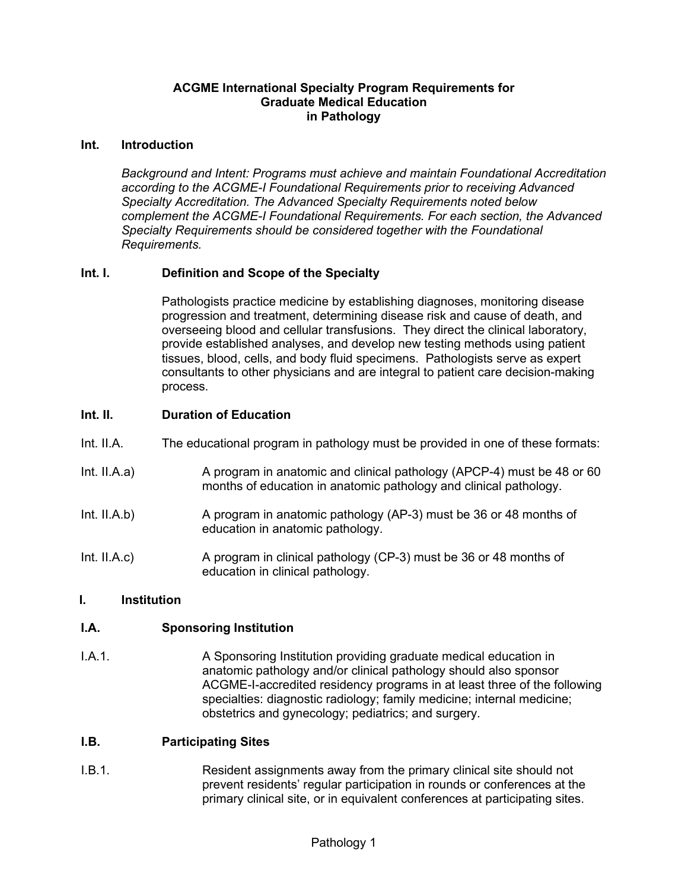# ACGME International Specialty Program Requirements for Graduate Medical Education in Pathology

## Int. Introduction

*Background and Intent: Programs must achieve and maintain Foundational Accreditation according to the ACGME-I Foundational Requirements prior to receiving Advanced Specialty Accreditation. The Advanced Specialty Requirements noted below complement the ACGME-I Foundational Requirements. For each section, the Advanced Specialty Requirements should be considered together with the Foundational Requirements.*

### Int. I. Definition and Scope of the Specialty

Pathologists practice medicine by establishing diagnoses, monitoring disease progression and treatment, determining disease risk and cause of death, and overseeing blood and cellular transfusions. They direct the clinical laboratory, provide established analyses, and develop new testing methods using patient tissues, blood, cells, and body fluid specimens. Pathologists serve as expert consultants to other physicians and are integral to patient care decision-making process.

### Int. II. Duration of Education

Int. II.A. The educational program in pathology must be provided in one of these formats:

Int. II.A.a) A program in anatomic and clinical pathology (APCP-4) must be 48 or 60 months of education in anatomic pathology and clinical pathology.

Int. II.A.b) A program in anatomic pathology (AP-3) must be 36 or 48 months of education in anatomic pathology.

Int. II.A.c) A program in clinical pathology (CP-3) must be 36 or 48 months of education in clinical pathology.

## I. Institution

### I.A. Sponsoring Institution

I.A.1. A Sponsoring Institution providing graduate medical education in anatomic pathology and/or clinical pathology should also sponsor ACGME-I-accredited residency programs in at least three of the following specialties: diagnostic radiology; family medicine; internal medicine; obstetrics and gynecology; pediatrics; and surgery.

### I.B. Participating Sites

I.B.1. Resident assignments away from the primary clinical site should not prevent residents' regular participation in rounds or conferences at the primary clinical site, or in equivalent conferences at participating sites.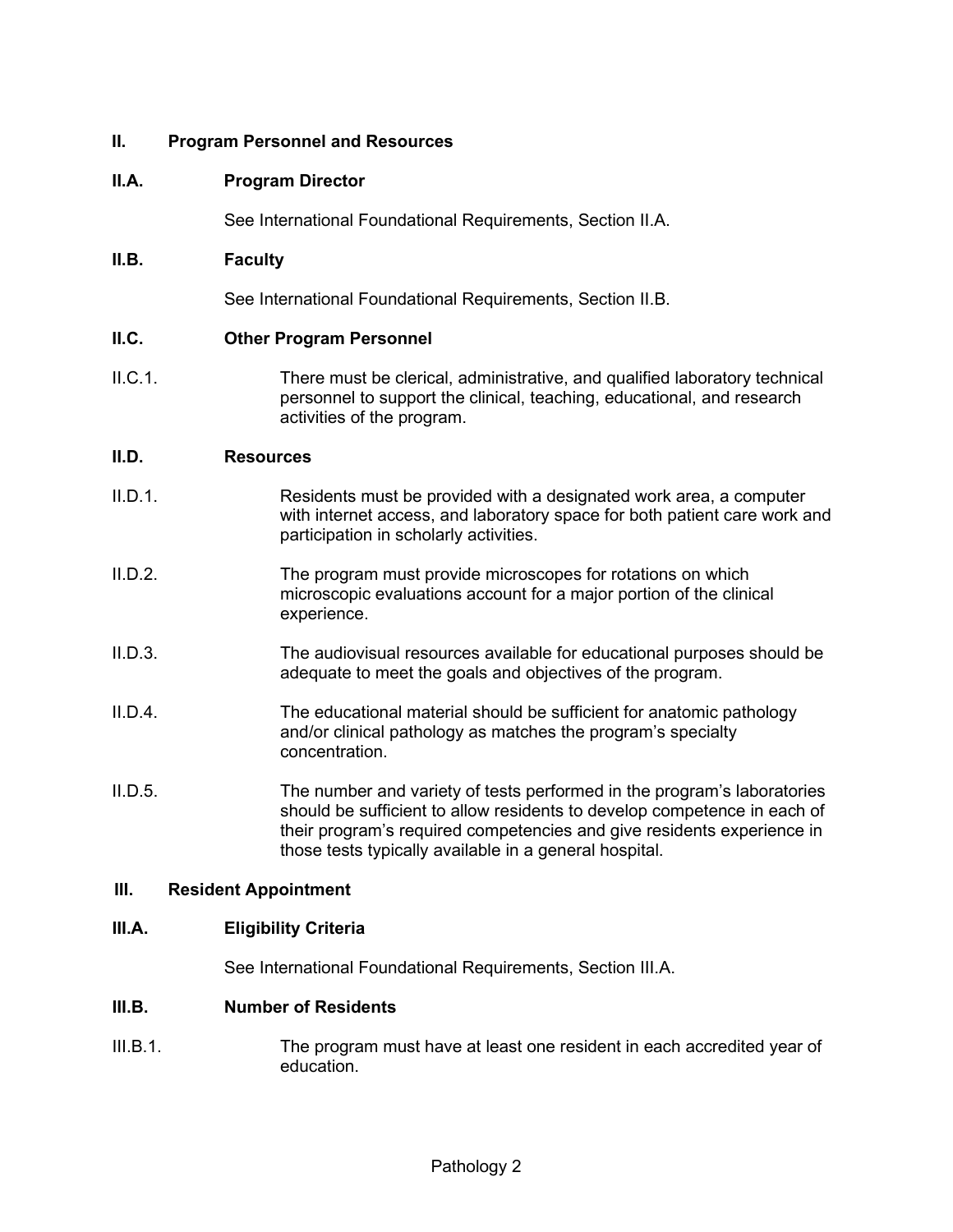## II. Program Personnel and Resources

### II.A. Program Director

See International Foundational Requirements, Section II.A.

### II.B. Faculty

See International Foundational Requirements, Section II.B.

### II.C. Other Program Personnel

II.C.1. There must be clerical, administrative, and qualified laboratory technical personnel to support the clinical, teaching, educational, and research activities of the program.

### II.D. Resources

II.D.1. Residents must be provided with a designated work area, a computer with internet access, and laboratory space for both patient care work and participation in scholarly activities.

II.D.2. The program must provide microscopes for rotations on which microscopic evaluations account for a major portion of the clinical experience.

II.D.3. The audiovisual resources available for educational purposes should be adequate to meet the goals and objectives of the program.

II.D.4. The educational material should be sufficient for anatomic pathology and/or clinical pathology as matches the program's specialty concentration.

II.D.5. The number and variety of tests performed in the program's laboratories should be sufficient to allow residents to develop competence in each of their program's required competencies and give residents experience in those tests typically available in a general hospital.

## III. Resident Appointment

### III.A. Eligibility Criteria

See International Foundational Requirements, Section III.A.

### III.B. Number of Residents

III.B.1. The program must have at least one resident in each accredited year of education.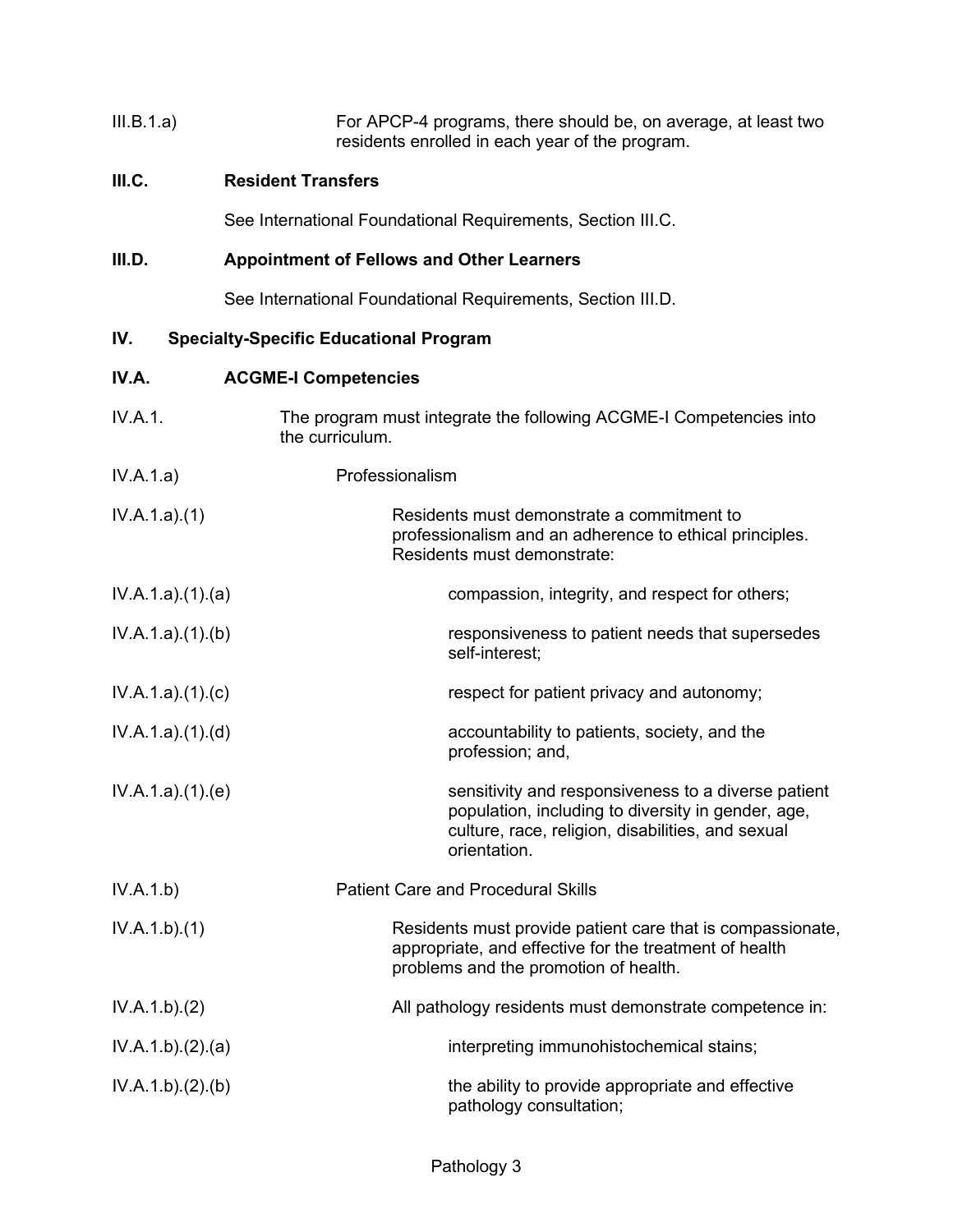III.B.1.a) For APCP-4 programs, there should be, on average, at least two residents enrolled in each year of the program.

**III.C. Resident Transfers**

See International Foundational Requirements, Section III.C.

**III.D. Appointment of Fellows and Other Learners**

See International Foundational Requirements, Section III.D.

**IV. Specialty-Specific Educational Program**

**IV.A. ACGME-I Competencies**

IV.A.1. The program must integrate the following ACGME-I Competencies into the curriculum.

IV.A.1.a) Professionalism

IV.A.1.a).(1) Residents must demonstrate a commitment to professionalism and an adherence to ethical principles. Residents must demonstrate:

IV.A.1.a).(1).(a) compassion, integrity, and respect for others;

IV.A.1.a).(1).(b) responsiveness to patient needs that supersedes self-interest;

IV.A.1.a).(1).(c) respect for patient privacy and autonomy;

IV.A.1.a).(1).(d) accountability to patients, society, and the profession; and,

IV.A.1.a).(1).(e) sensitivity and responsiveness to a diverse patient population, including to diversity in gender, age, culture, race, religion, disabilities, and sexual orientation.

IV.A.1.b) Patient Care and Procedural Skills

IV.A.1.b).(1) Residents must provide patient care that is compassionate, appropriate, and effective for the treatment of health problems and the promotion of health.

IV.A.1.b).(2) All pathology residents must demonstrate competence in:

IV.A.1.b).(2).(a) interpreting immunohistochemical stains;

IV.A.1.b).(2).(b) the ability to provide appropriate and effective pathology consultation;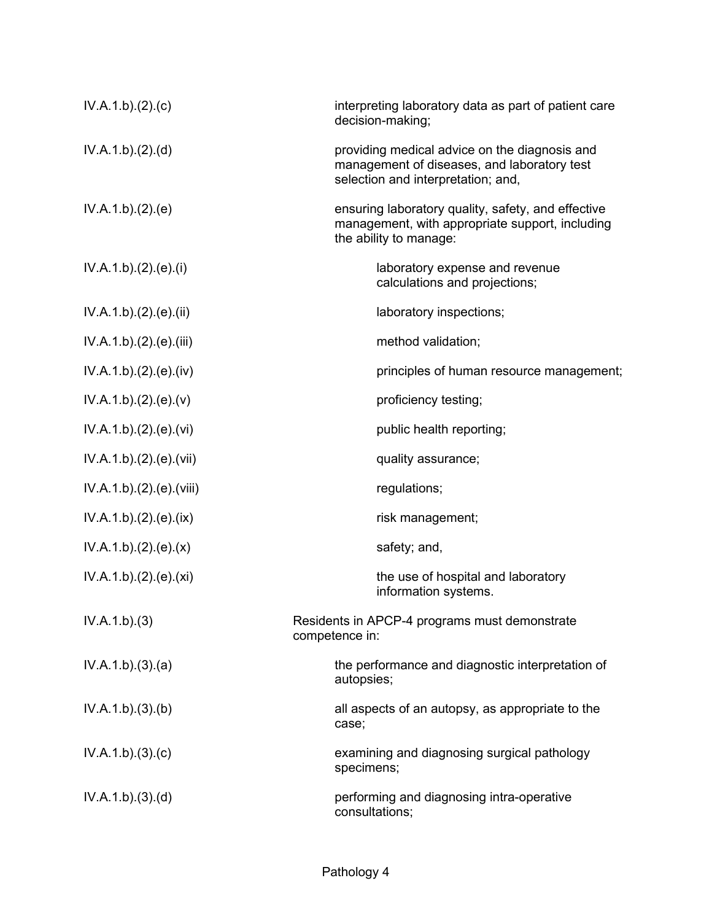| | |
|---|---|
| IV.A.1.b).(2).(c) | interpreting laboratory data as part of patient care decision-making; |
| IV.A.1.b).(2).(d) | providing medical advice on the diagnosis and management of diseases, and laboratory test selection and interpretation; and, |
| IV.A.1.b).(2).(e) | ensuring laboratory quality, safety, and effective management, with appropriate support, including the ability to manage: |
| IV.A.1.b).(2).(e).(i) | laboratory expense and revenue calculations and projections; |
| IV.A.1.b).(2).(e).(ii) | laboratory inspections; |
| IV.A.1.b).(2).(e).(iii) | method validation; |
| IV.A.1.b).(2).(e).(iv) | principles of human resource management; |
| IV.A.1.b).(2).(e).(v) | proficiency testing; |
| IV.A.1.b).(2).(e).(vi) | public health reporting; |
| IV.A.1.b).(2).(e).(vii) | quality assurance; |
| IV.A.1.b).(2).(e).(viii) | regulations; |
| IV.A.1.b).(2).(e).(ix) | risk management; |
| IV.A.1.b).(2).(e).(x) | safety; and, |
| IV.A.1.b).(2).(e).(xi) | the use of hospital and laboratory information systems. |
| IV.A.1.b).(3) | Residents in APCP-4 programs must demonstrate competence in: |
| IV.A.1.b).(3).(a) | the performance and diagnostic interpretation of autopsies; |
| IV.A.1.b).(3).(b) | all aspects of an autopsy, as appropriate to the case; |
| IV.A.1.b).(3).(c) | examining and diagnosing surgical pathology specimens; |
| IV.A.1.b).(3).(d) | performing and diagnosing intra-operative consultations; |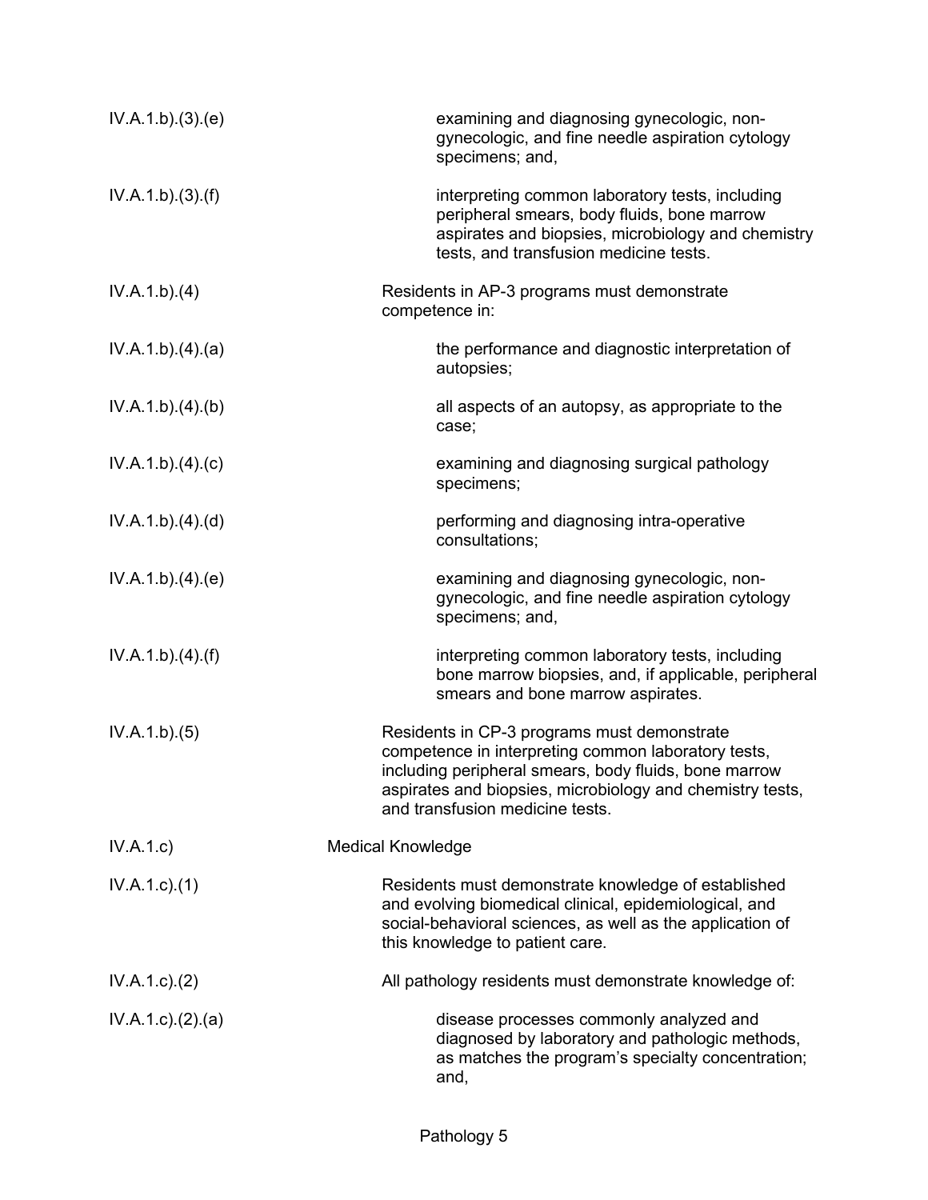| | |
|---|---|
| IV.A.1.b).(3).(e) | examining and diagnosing gynecologic, non-gynecologic, and fine needle aspiration cytology specimens; and, |
| IV.A.1.b).(3).(f) | interpreting common laboratory tests, including peripheral smears, body fluids, bone marrow aspirates and biopsies, microbiology and chemistry tests, and transfusion medicine tests. |
| IV.A.1.b).(4) | Residents in AP-3 programs must demonstrate competence in: |
| IV.A.1.b).(4).(a) | the performance and diagnostic interpretation of autopsies; |
| IV.A.1.b).(4).(b) | all aspects of an autopsy, as appropriate to the case; |
| IV.A.1.b).(4).(c) | examining and diagnosing surgical pathology specimens; |
| IV.A.1.b).(4).(d) | performing and diagnosing intra-operative consultations; |
| IV.A.1.b).(4).(e) | examining and diagnosing gynecologic, non-gynecologic, and fine needle aspiration cytology specimens; and, |
| IV.A.1.b).(4).(f) | interpreting common laboratory tests, including bone marrow biopsies, and, if applicable, peripheral smears and bone marrow aspirates. |
| IV.A.1.b).(5) | Residents in CP-3 programs must demonstrate competence in interpreting common laboratory tests, including peripheral smears, body fluids, bone marrow aspirates and biopsies, microbiology and chemistry tests, and transfusion medicine tests. |
| IV.A.1.c) | Medical Knowledge |
| IV.A.1.c).(1) | Residents must demonstrate knowledge of established and evolving biomedical clinical, epidemiological, and social-behavioral sciences, as well as the application of this knowledge to patient care. |
| IV.A.1.c).(2) | All pathology residents must demonstrate knowledge of: |
| IV.A.1.c).(2).(a) | disease processes commonly analyzed and diagnosed by laboratory and pathologic methods, as matches the program's specialty concentration; and, |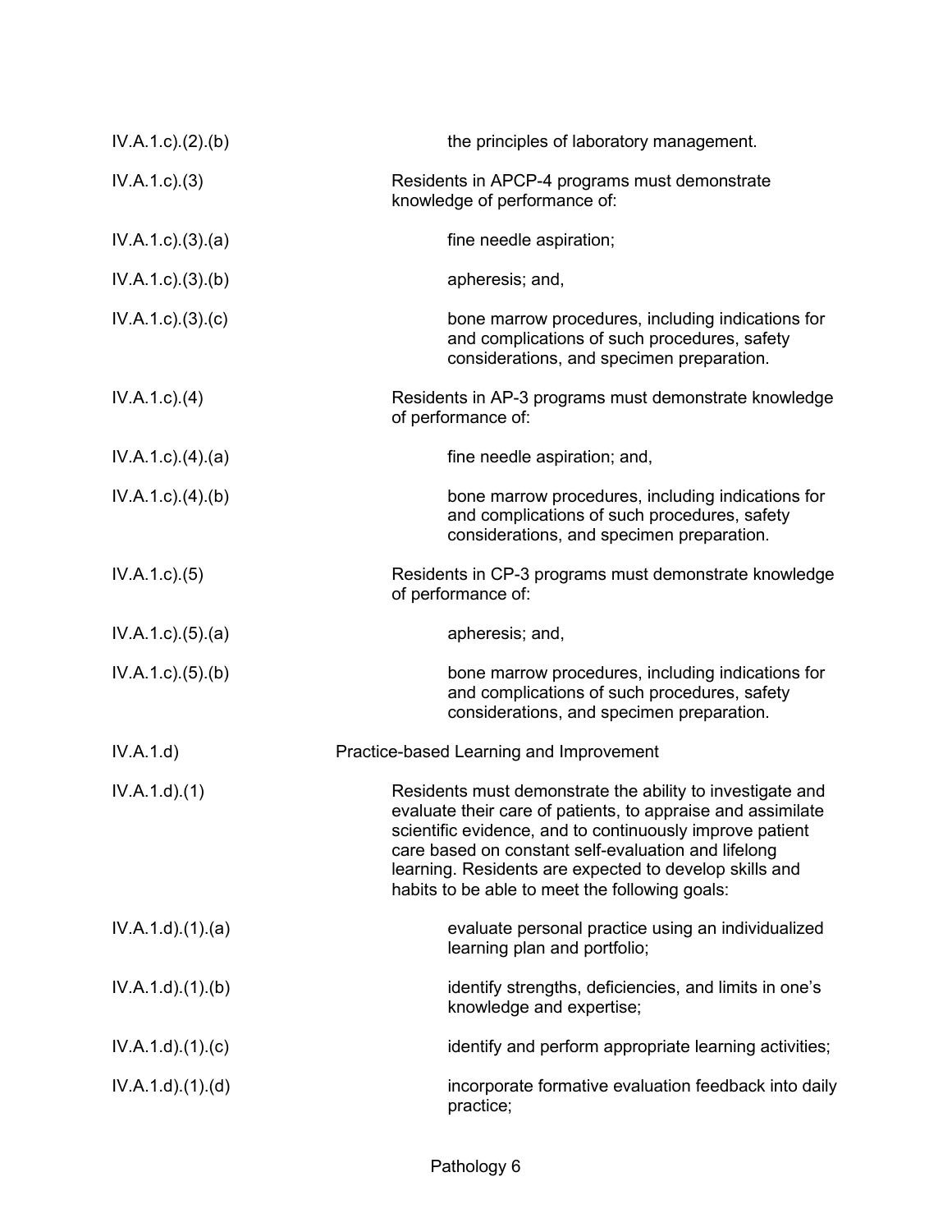| | |
|---|---|
| IV.A.1.c).(2).(b) | the principles of laboratory management. |
| IV.A.1.c).(3) | Residents in APCP-4 programs must demonstrate knowledge of performance of: |
| IV.A.1.c).(3).(a) | fine needle aspiration; |
| IV.A.1.c).(3).(b) | apheresis; and, |
| IV.A.1.c).(3).(c) | bone marrow procedures, including indications for and complications of such procedures, safety considerations, and specimen preparation. |
| IV.A.1.c).(4) | Residents in AP-3 programs must demonstrate knowledge of performance of: |
| IV.A.1.c).(4).(a) | fine needle aspiration; and, |
| IV.A.1.c).(4).(b) | bone marrow procedures, including indications for and complications of such procedures, safety considerations, and specimen preparation. |
| IV.A.1.c).(5) | Residents in CP-3 programs must demonstrate knowledge of performance of: |
| IV.A.1.c).(5).(a) | apheresis; and, |
| IV.A.1.c).(5).(b) | bone marrow procedures, including indications for and complications of such procedures, safety considerations, and specimen preparation. |
| IV.A.1.d) | Practice-based Learning and Improvement |
| IV.A.1.d).(1) | Residents must demonstrate the ability to investigate and evaluate their care of patients, to appraise and assimilate scientific evidence, and to continuously improve patient care based on constant self-evaluation and lifelong learning. Residents are expected to develop skills and habits to be able to meet the following goals: |
| IV.A.1.d).(1).(a) | evaluate personal practice using an individualized learning plan and portfolio; |
| IV.A.1.d).(1).(b) | identify strengths, deficiencies, and limits in one's knowledge and expertise; |
| IV.A.1.d).(1).(c) | identify and perform appropriate learning activities; |
| IV.A.1.d).(1).(d) | incorporate formative evaluation feedback into daily practice; |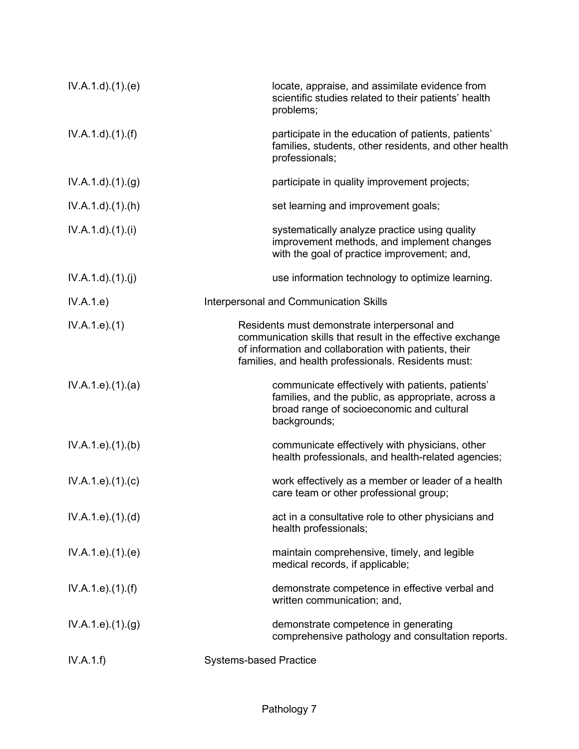IV.A.1.d).(1).(e) locate, appraise, and assimilate evidence from scientific studies related to their patients' health problems;

IV.A.1.d).(1).(f) participate in the education of patients, patients' families, students, other residents, and other health professionals;

IV.A.1.d).(1).(g) participate in quality improvement projects;

IV.A.1.d).(1).(h) set learning and improvement goals;

IV.A.1.d).(1).(i) systematically analyze practice using quality improvement methods, and implement changes with the goal of practice improvement; and,

IV.A.1.d).(1).(j) use information technology to optimize learning.

IV.A.1.e) Interpersonal and Communication Skills

IV.A.1.e).(1) Residents must demonstrate interpersonal and communication skills that result in the effective exchange of information and collaboration with patients, their families, and health professionals. Residents must:

IV.A.1.e).(1).(a) communicate effectively with patients, patients' families, and the public, as appropriate, across a broad range of socioeconomic and cultural backgrounds;

IV.A.1.e).(1).(b) communicate effectively with physicians, other health professionals, and health-related agencies;

IV.A.1.e).(1).(c) work effectively as a member or leader of a health care team or other professional group;

IV.A.1.e).(1).(d) act in a consultative role to other physicians and health professionals;

IV.A.1.e).(1).(e) maintain comprehensive, timely, and legible medical records, if applicable;

IV.A.1.e).(1).(f) demonstrate competence in effective verbal and written communication; and,

IV.A.1.e).(1).(g) demonstrate competence in generating comprehensive pathology and consultation reports.

IV.A.1.f) Systems-based Practice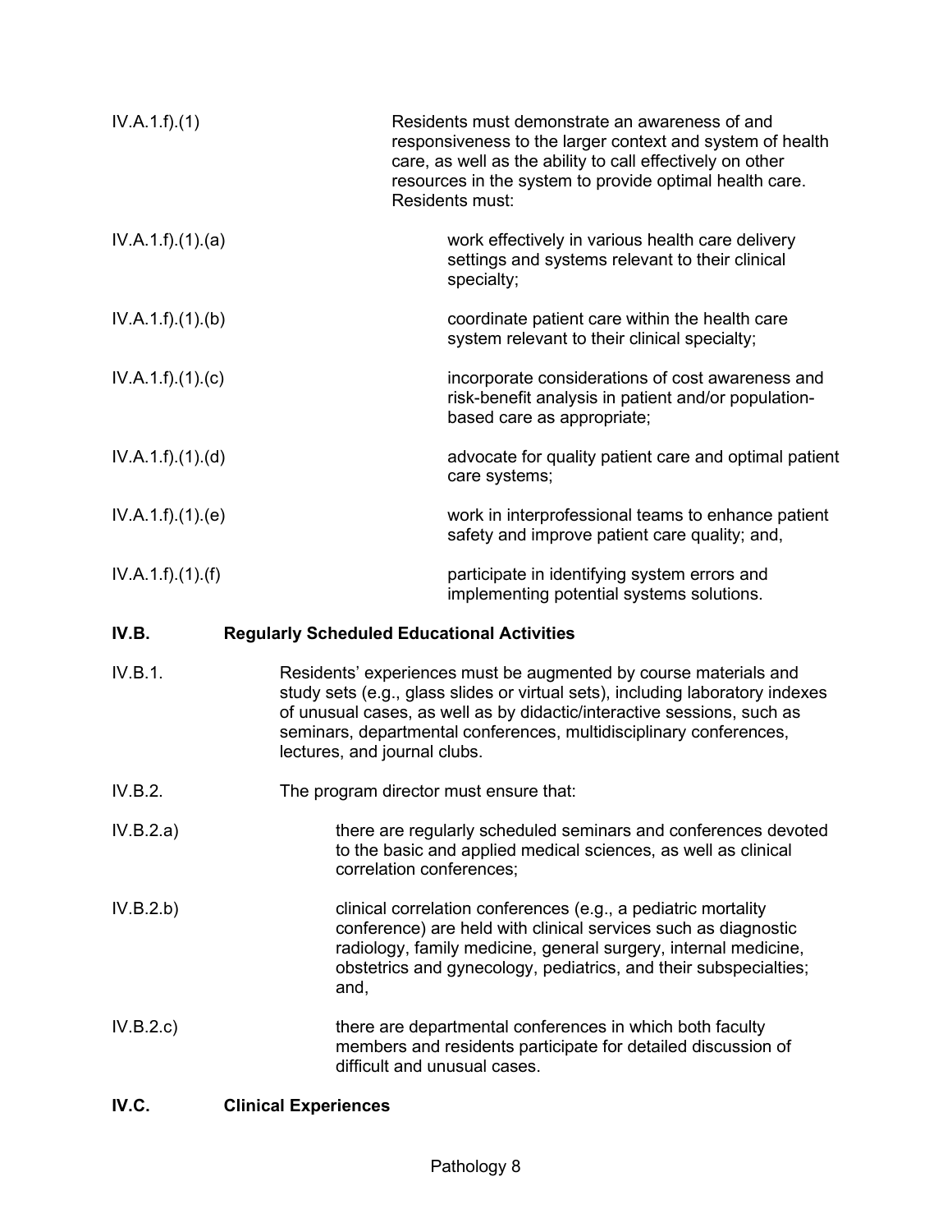IV.A.1.f).(1) Residents must demonstrate an awareness of and responsiveness to the larger context and system of health care, as well as the ability to call effectively on other resources in the system to provide optimal health care. Residents must:

IV.A.1.f).(1).(a) work effectively in various health care delivery settings and systems relevant to their clinical specialty;

IV.A.1.f).(1).(b) coordinate patient care within the health care system relevant to their clinical specialty;

IV.A.1.f).(1).(c) incorporate considerations of cost awareness and risk-benefit analysis in patient and/or population-based care as appropriate;

IV.A.1.f).(1).(d) advocate for quality patient care and optimal patient care systems;

IV.A.1.f).(1).(e) work in interprofessional teams to enhance patient safety and improve patient care quality; and,

IV.A.1.f).(1).(f) participate in identifying system errors and implementing potential systems solutions.

**IV.B. Regularly Scheduled Educational Activities**

IV.B.1. Residents' experiences must be augmented by course materials and study sets (e.g., glass slides or virtual sets), including laboratory indexes of unusual cases, as well as by didactic/interactive sessions, such as seminars, departmental conferences, multidisciplinary conferences, lectures, and journal clubs.

IV.B.2. The program director must ensure that:

IV.B.2.a) there are regularly scheduled seminars and conferences devoted to the basic and applied medical sciences, as well as clinical correlation conferences;

IV.B.2.b) clinical correlation conferences (e.g., a pediatric mortality conference) are held with clinical services such as diagnostic radiology, family medicine, general surgery, internal medicine, obstetrics and gynecology, pediatrics, and their subspecialties; and,

IV.B.2.c) there are departmental conferences in which both faculty members and residents participate for detailed discussion of difficult and unusual cases.

**IV.C. Clinical Experiences**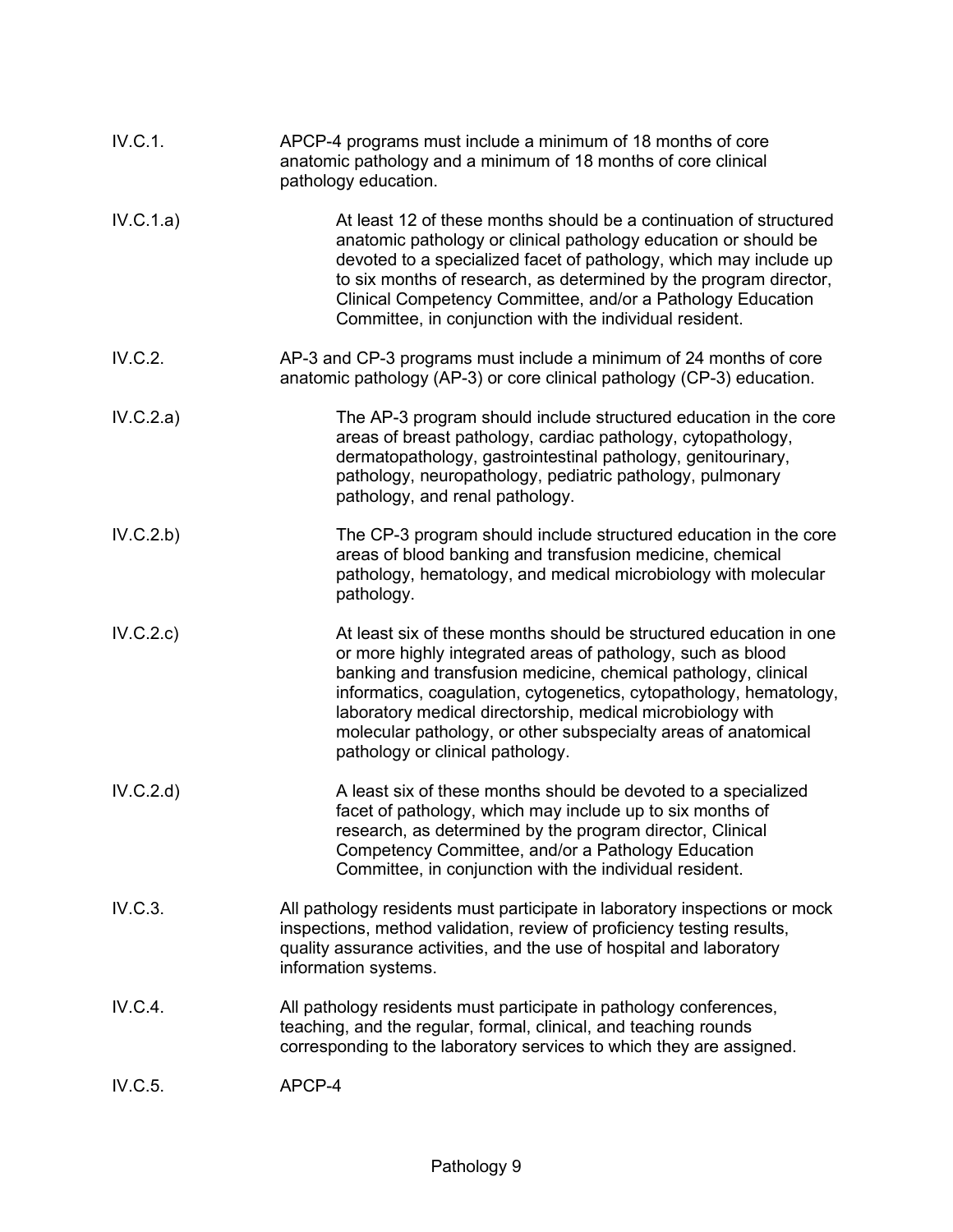IV.C.1. APCP-4 programs must include a minimum of 18 months of core anatomic pathology and a minimum of 18 months of core clinical pathology education.

IV.C.1.a) At least 12 of these months should be a continuation of structured anatomic pathology or clinical pathology education or should be devoted to a specialized facet of pathology, which may include up to six months of research, as determined by the program director, Clinical Competency Committee, and/or a Pathology Education Committee, in conjunction with the individual resident.

IV.C.2. AP-3 and CP-3 programs must include a minimum of 24 months of core anatomic pathology (AP-3) or core clinical pathology (CP-3) education.

IV.C.2.a) The AP-3 program should include structured education in the core areas of breast pathology, cardiac pathology, cytopathology, dermatopathology, gastrointestinal pathology, genitourinary, pathology, neuropathology, pediatric pathology, pulmonary pathology, and renal pathology.

IV.C.2.b) The CP-3 program should include structured education in the core areas of blood banking and transfusion medicine, chemical pathology, hematology, and medical microbiology with molecular pathology.

IV.C.2.c) At least six of these months should be structured education in one or more highly integrated areas of pathology, such as blood banking and transfusion medicine, chemical pathology, clinical informatics, coagulation, cytogenetics, cytopathology, hematology, laboratory medical directorship, medical microbiology with molecular pathology, or other subspecialty areas of anatomical pathology or clinical pathology.

IV.C.2.d) A least six of these months should be devoted to a specialized facet of pathology, which may include up to six months of research, as determined by the program director, Clinical Competency Committee, and/or a Pathology Education Committee, in conjunction with the individual resident.

IV.C.3. All pathology residents must participate in laboratory inspections or mock inspections, method validation, review of proficiency testing results, quality assurance activities, and the use of hospital and laboratory information systems.

IV.C.4. All pathology residents must participate in pathology conferences, teaching, and the regular, formal, clinical, and teaching rounds corresponding to the laboratory services to which they are assigned.

IV.C.5. APCP-4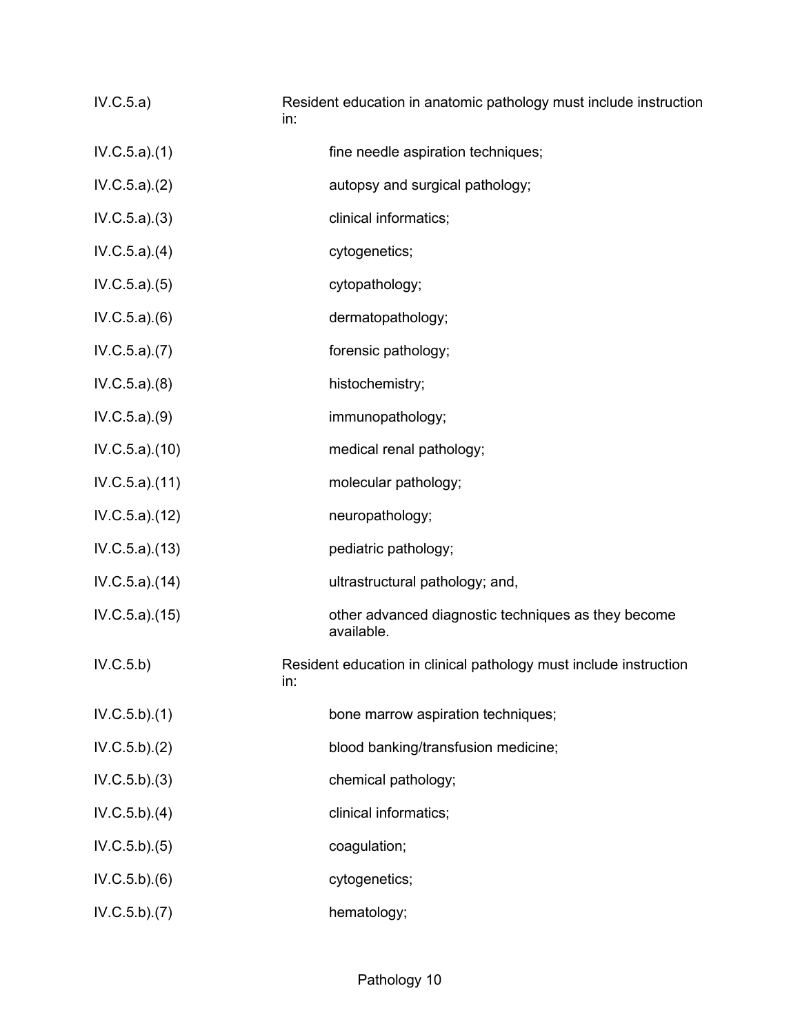| | |
|---|---|
| IV.C.5.a) | Resident education in anatomic pathology must include instruction in: |
| IV.C.5.a).(1) | fine needle aspiration techniques; |
| IV.C.5.a).(2) | autopsy and surgical pathology; |
| IV.C.5.a).(3) | clinical informatics; |
| IV.C.5.a).(4) | cytogenetics; |
| IV.C.5.a).(5) | cytopathology; |
| IV.C.5.a).(6) | dermatopathology; |
| IV.C.5.a).(7) | forensic pathology; |
| IV.C.5.a).(8) | histochemistry; |
| IV.C.5.a).(9) | immunopathology; |
| IV.C.5.a).(10) | medical renal pathology; |
| IV.C.5.a).(11) | molecular pathology; |
| IV.C.5.a).(12) | neuropathology; |
| IV.C.5.a).(13) | pediatric pathology; |
| IV.C.5.a).(14) | ultrastructural pathology; and, |
| IV.C.5.a).(15) | other advanced diagnostic techniques as they become available. |
| IV.C.5.b) | Resident education in clinical pathology must include instruction in: |
| IV.C.5.b).(1) | bone marrow aspiration techniques; |
| IV.C.5.b).(2) | blood banking/transfusion medicine; |
| IV.C.5.b).(3) | chemical pathology; |
| IV.C.5.b).(4) | clinical informatics; |
| IV.C.5.b).(5) | coagulation; |
| IV.C.5.b).(6) | cytogenetics; |
| IV.C.5.b).(7) | hematology; |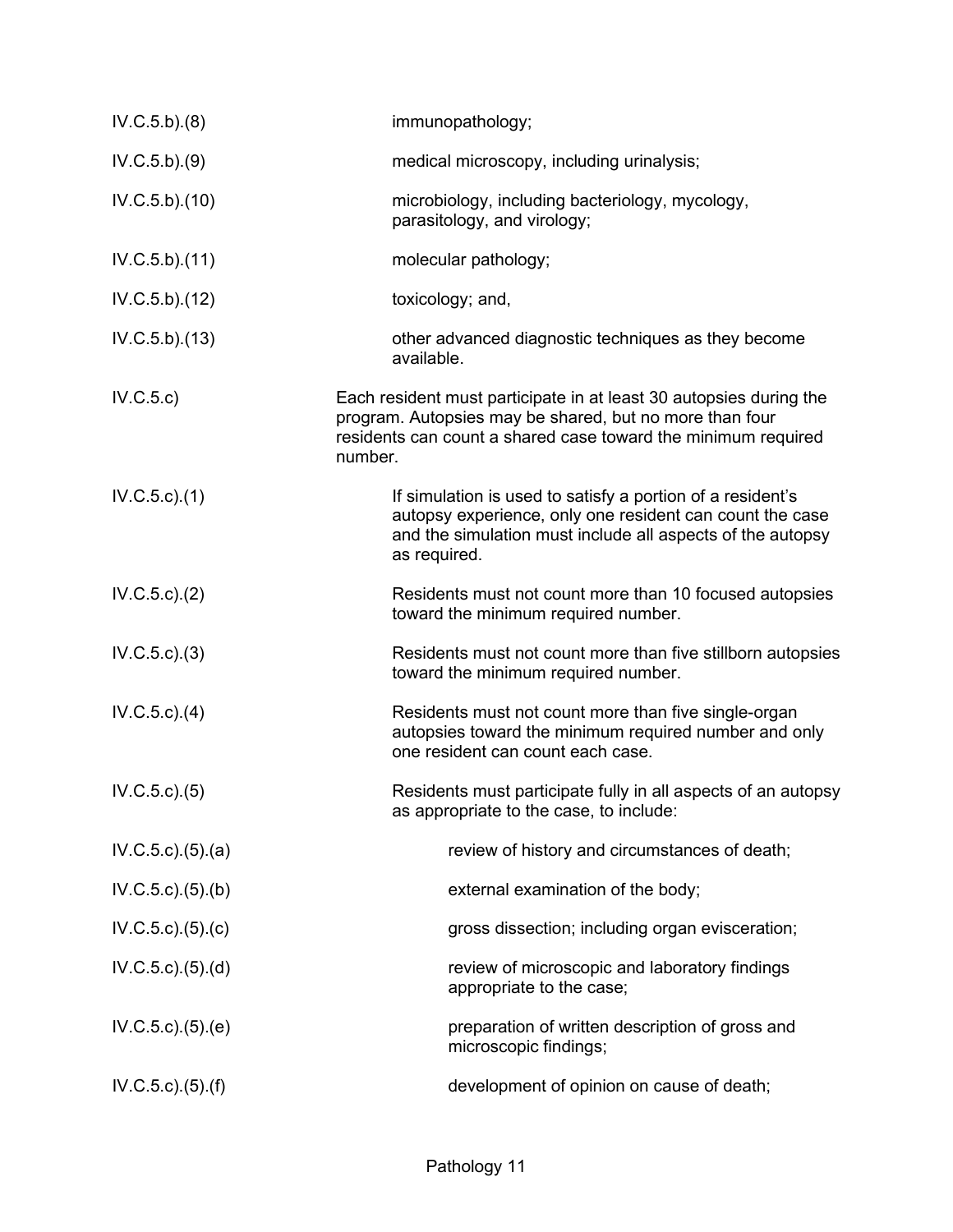IV.C.5.b).(8) immunopathology;

IV.C.5.b).(9) medical microscopy, including urinalysis;

IV.C.5.b).(10) microbiology, including bacteriology, mycology, parasitology, and virology;

IV.C.5.b).(11) molecular pathology;

IV.C.5.b).(12) toxicology; and,

IV.C.5.b).(13) other advanced diagnostic techniques as they become available.

IV.C.5.c) Each resident must participate in at least 30 autopsies during the program. Autopsies may be shared, but no more than four residents can count a shared case toward the minimum required number.

IV.C.5.c).(1) If simulation is used to satisfy a portion of a resident's autopsy experience, only one resident can count the case and the simulation must include all aspects of the autopsy as required.

IV.C.5.c).(2) Residents must not count more than 10 focused autopsies toward the minimum required number.

IV.C.5.c).(3) Residents must not count more than five stillborn autopsies toward the minimum required number.

IV.C.5.c).(4) Residents must not count more than five single-organ autopsies toward the minimum required number and only one resident can count each case.

IV.C.5.c).(5) Residents must participate fully in all aspects of an autopsy as appropriate to the case, to include:

IV.C.5.c).(5).(a) review of history and circumstances of death;

IV.C.5.c).(5).(b) external examination of the body;

IV.C.5.c).(5).(c) gross dissection; including organ evisceration;

IV.C.5.c).(5).(d) review of microscopic and laboratory findings appropriate to the case;

IV.C.5.c).(5).(e) preparation of written description of gross and microscopic findings;

IV.C.5.c).(5).(f) development of opinion on cause of death;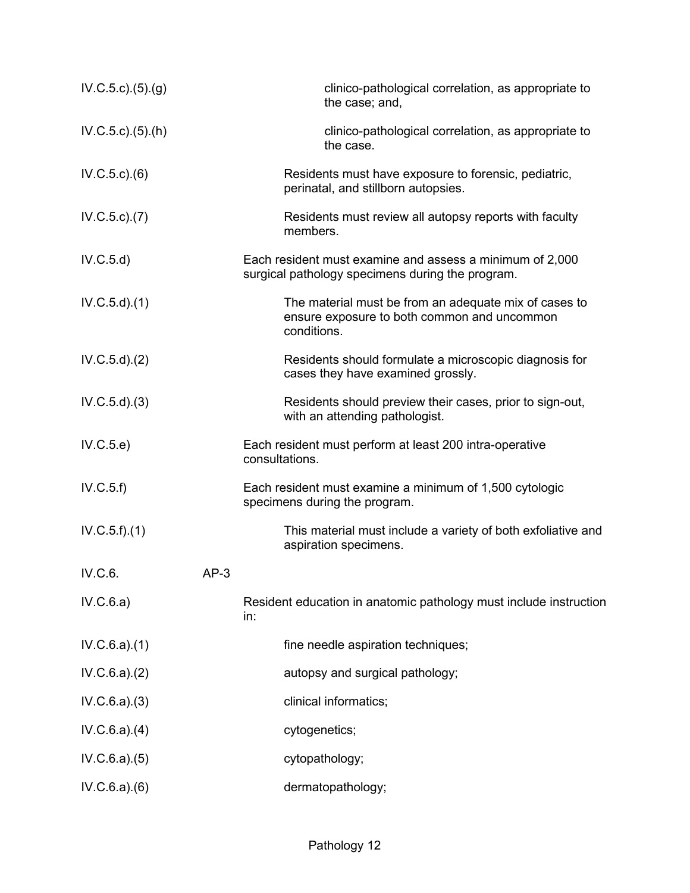| | |
|---|---|
| IV.C.5.c).(5).(g) | clinico-pathological correlation, as appropriate to the case; and, |
| IV.C.5.c).(5).(h) | clinico-pathological correlation, as appropriate to the case. |
| IV.C.5.c).(6) | Residents must have exposure to forensic, pediatric, perinatal, and stillborn autopsies. |
| IV.C.5.c).(7) | Residents must review all autopsy reports with faculty members. |
| IV.C.5.d) | Each resident must examine and assess a minimum of 2,000 surgical pathology specimens during the program. |
| IV.C.5.d).(1) | The material must be from an adequate mix of cases to ensure exposure to both common and uncommon conditions. |
| IV.C.5.d).(2) | Residents should formulate a microscopic diagnosis for cases they have examined grossly. |
| IV.C.5.d).(3) | Residents should preview their cases, prior to sign-out, with an attending pathologist. |
| IV.C.5.e) | Each resident must perform at least 200 intra-operative consultations. |
| IV.C.5.f) | Each resident must examine a minimum of 1,500 cytologic specimens during the program. |
| IV.C.5.f).(1) | This material must include a variety of both exfoliative and aspiration specimens. |
| IV.C.6. | AP-3 |
| IV.C.6.a) | Resident education in anatomic pathology must include instruction in: |
| IV.C.6.a).(1) | fine needle aspiration techniques; |
| IV.C.6.a).(2) | autopsy and surgical pathology; |
| IV.C.6.a).(3) | clinical informatics; |
| IV.C.6.a).(4) | cytogenetics; |
| IV.C.6.a).(5) | cytopathology; |
| IV.C.6.a).(6) | dermatopathology; |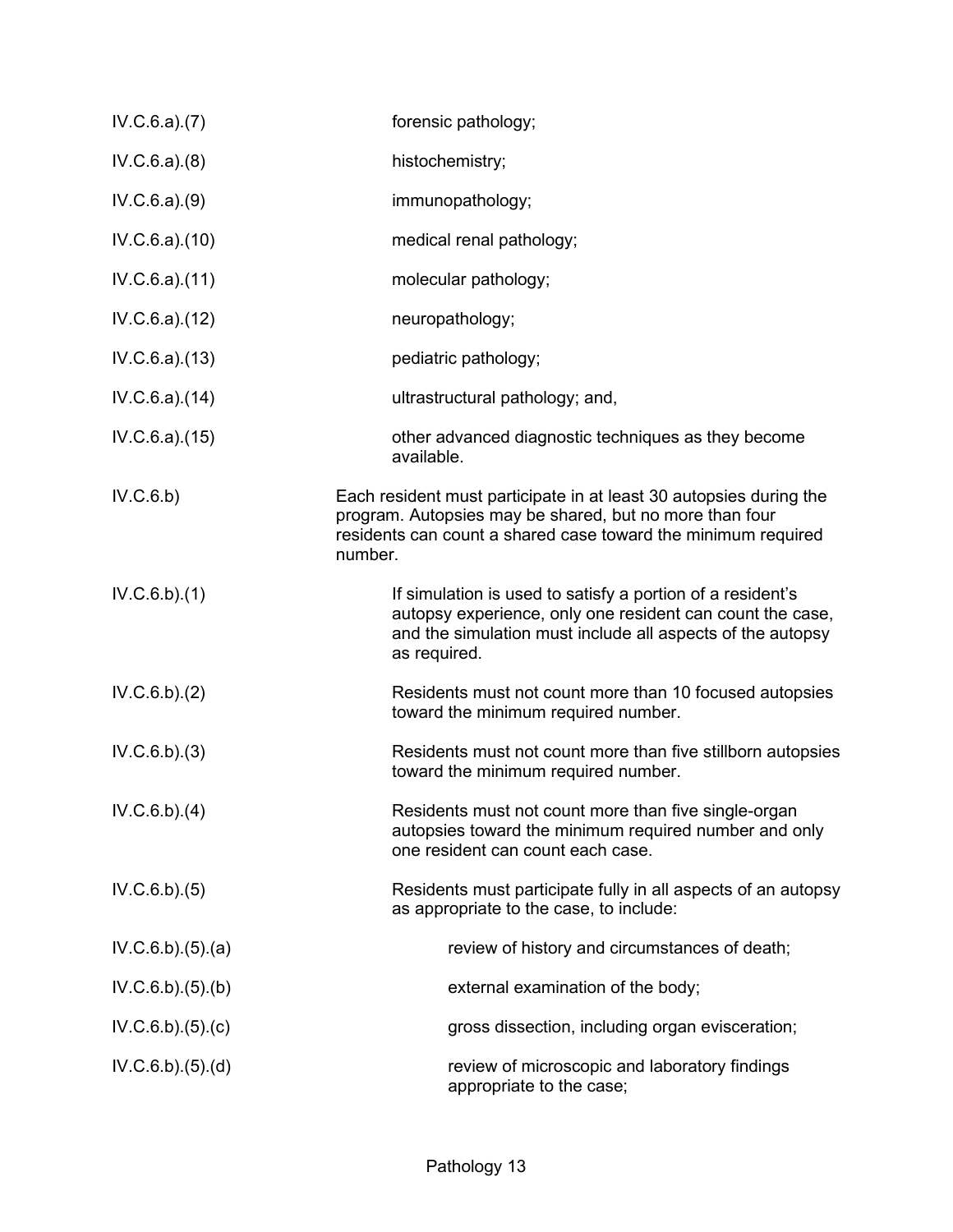| | |
|---|---|
| IV.C.6.a).(7) | forensic pathology; |
| IV.C.6.a).(8) | histochemistry; |
| IV.C.6.a).(9) | immunopathology; |
| IV.C.6.a).(10) | medical renal pathology; |
| IV.C.6.a).(11) | molecular pathology; |
| IV.C.6.a).(12) | neuropathology; |
| IV.C.6.a).(13) | pediatric pathology; |
| IV.C.6.a).(14) | ultrastructural pathology; and, |
| IV.C.6.a).(15) | other advanced diagnostic techniques as they become available. |
| IV.C.6.b) | Each resident must participate in at least 30 autopsies during the program. Autopsies may be shared, but no more than four residents can count a shared case toward the minimum required number. |
| IV.C.6.b).(1) | If simulation is used to satisfy a portion of a resident's autopsy experience, only one resident can count the case, and the simulation must include all aspects of the autopsy as required. |
| IV.C.6.b).(2) | Residents must not count more than 10 focused autopsies toward the minimum required number. |
| IV.C.6.b).(3) | Residents must not count more than five stillborn autopsies toward the minimum required number. |
| IV.C.6.b).(4) | Residents must not count more than five single-organ autopsies toward the minimum required number and only one resident can count each case. |
| IV.C.6.b).(5) | Residents must participate fully in all aspects of an autopsy as appropriate to the case, to include: |
| IV.C.6.b).(5).(a) | review of history and circumstances of death; |
| IV.C.6.b).(5).(b) | external examination of the body; |
| IV.C.6.b).(5).(c) | gross dissection, including organ evisceration; |
| IV.C.6.b).(5).(d) | review of microscopic and laboratory findings appropriate to the case; |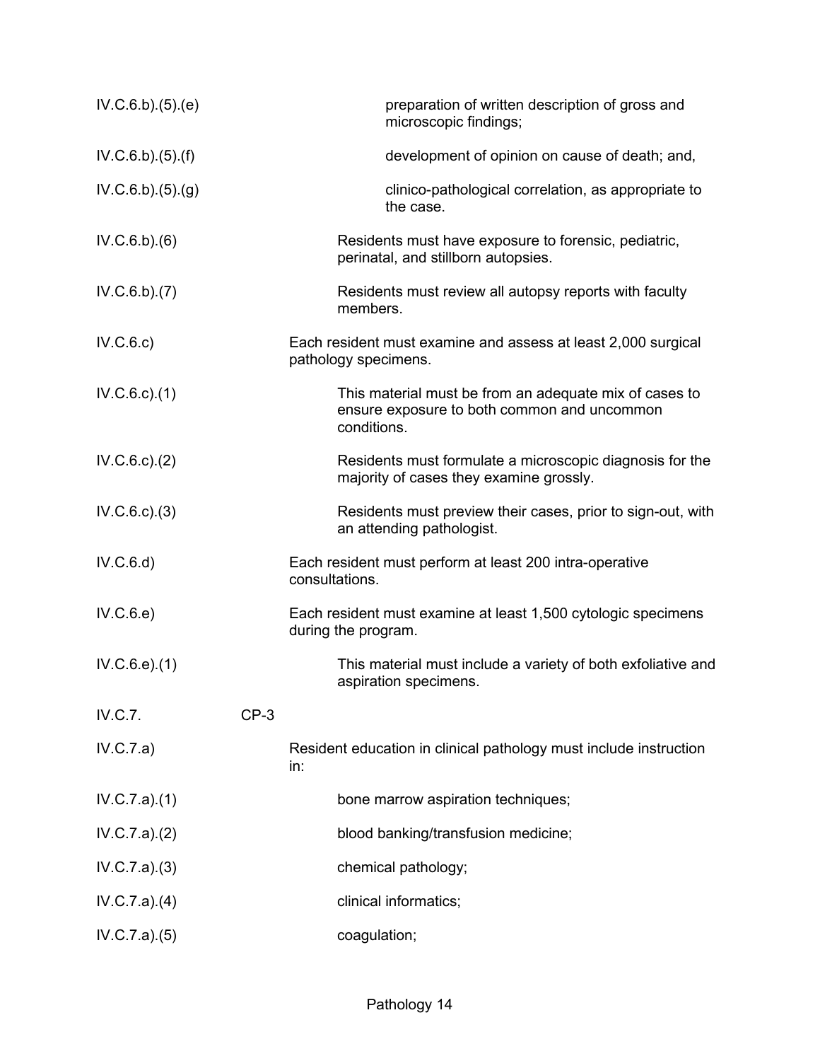| | | |
|---|---|---|
| IV.C.6.b).(5).(e) | | preparation of written description of gross and microscopic findings; |
| IV.C.6.b).(5).(f) | | development of opinion on cause of death; and, |
| IV.C.6.b).(5).(g) | | clinico-pathological correlation, as appropriate to the case. |
| IV.C.6.b).(6) | | Residents must have exposure to forensic, pediatric, perinatal, and stillborn autopsies. |
| IV.C.6.b).(7) | | Residents must review all autopsy reports with faculty members. |
| IV.C.6.c) | | Each resident must examine and assess at least 2,000 surgical pathology specimens. |
| IV.C.6.c).(1) | | This material must be from an adequate mix of cases to ensure exposure to both common and uncommon conditions. |
| IV.C.6.c).(2) | | Residents must formulate a microscopic diagnosis for the majority of cases they examine grossly. |
| IV.C.6.c).(3) | | Residents must preview their cases, prior to sign-out, with an attending pathologist. |
| IV.C.6.d) | | Each resident must perform at least 200 intra-operative consultations. |
| IV.C.6.e) | | Each resident must examine at least 1,500 cytologic specimens during the program. |
| IV.C.6.e).(1) | | This material must include a variety of both exfoliative and aspiration specimens. |
| IV.C.7. | CP-3 | |
| IV.C.7.a) | | Resident education in clinical pathology must include instruction in: |
| IV.C.7.a).(1) | | bone marrow aspiration techniques; |
| IV.C.7.a).(2) | | blood banking/transfusion medicine; |
| IV.C.7.a).(3) | | chemical pathology; |
| IV.C.7.a).(4) | | clinical informatics; |
| IV.C.7.a).(5) | | coagulation; |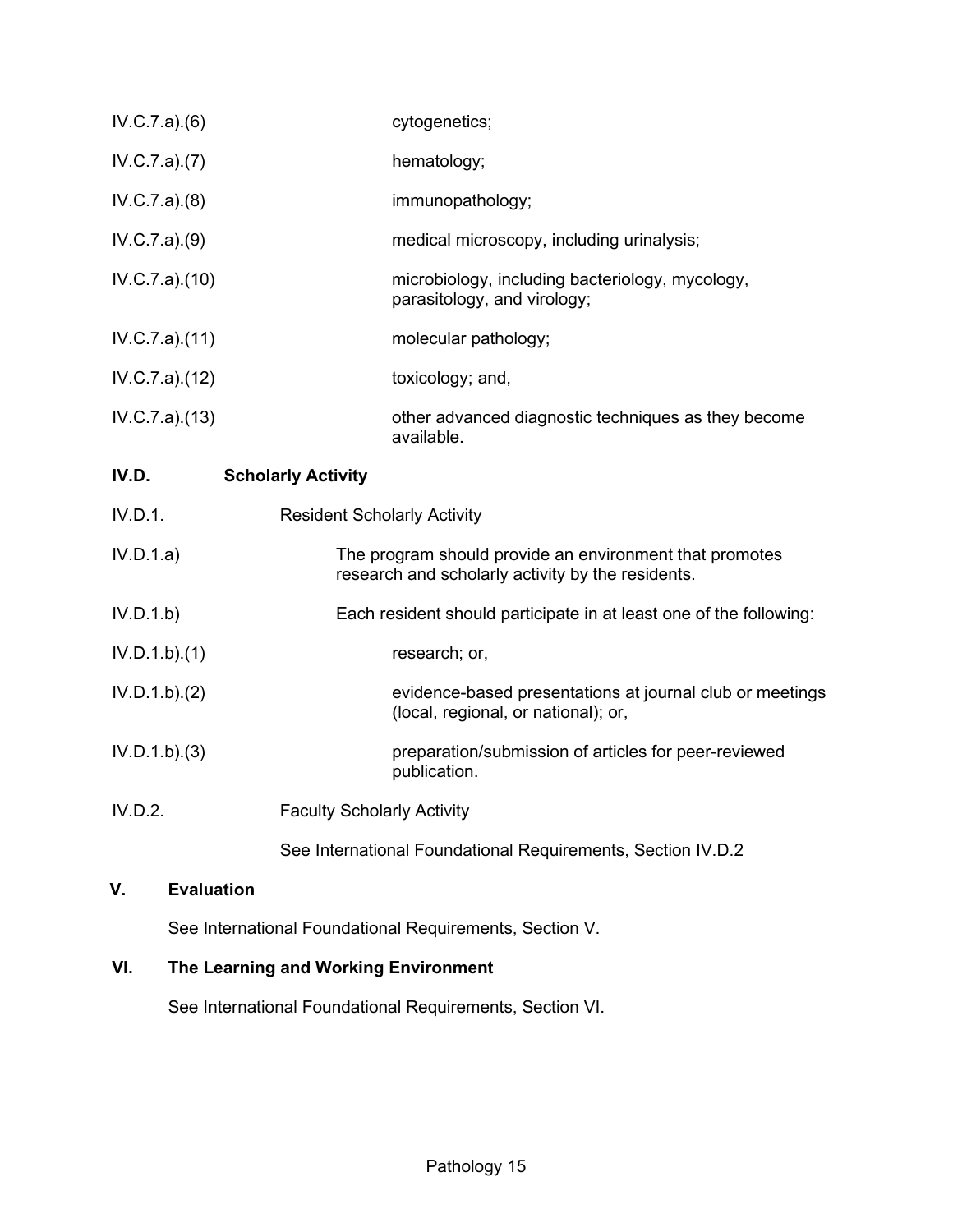IV.C.7.a).(6) cytogenetics;

IV.C.7.a).(7) hematology;

IV.C.7.a).(8) immunopathology;

IV.C.7.a).(9) medical microscopy, including urinalysis;

IV.C.7.a).(10) microbiology, including bacteriology, mycology, parasitology, and virology;

IV.C.7.a).(11) molecular pathology;

IV.C.7.a).(12) toxicology; and,

IV.C.7.a).(13) other advanced diagnostic techniques as they become available.

**IV.D. Scholarly Activity**

IV.D.1. Resident Scholarly Activity

IV.D.1.a) The program should provide an environment that promotes research and scholarly activity by the residents.

IV.D.1.b) Each resident should participate in at least one of the following:

IV.D.1.b).(1) research; or,

IV.D.1.b).(2) evidence-based presentations at journal club or meetings (local, regional, or national); or,

IV.D.1.b).(3) preparation/submission of articles for peer-reviewed publication.

IV.D.2. Faculty Scholarly Activity

See International Foundational Requirements, Section IV.D.2

## V. Evaluation

See International Foundational Requirements, Section V.

## VI. The Learning and Working Environment

See International Foundational Requirements, Section VI.